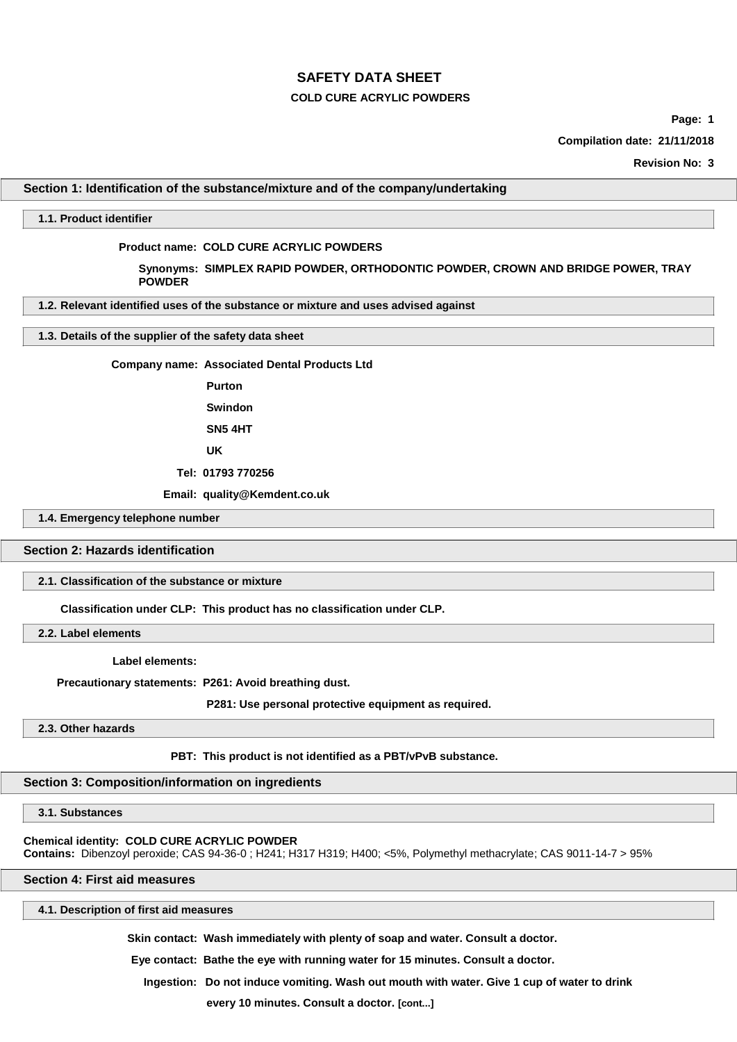# SAFETY DATA SHEET

**COLD CURE ACRYLIC POWDERS**

**Page: 1**

**Compilation date: 21/11/2018**

**Revision No: 3**

## Section 1: Identification of the substance/mixture and of the company/undertaking

### 1.1. Product identifier

**Product name:** COLD CURE ACRYLIC POWDERS

**Synonyms:** SIMPLEX RAPID POWDER, ORTHODONTIC POWDER, CROWN AND BRIDGE POWER, TRAY POWDER

### 1.2. Relevant identified uses of the substance or mixture and uses advised against

### 1.3. Details of the supplier of the safety data sheet

**Company name:** Associated Dental Products Ltd

Purton

Swindon

SN5 4HT

UK

**Tel:** 01793 770256

**Email:** quality@Kemdent.co.uk

### 1.4. Emergency telephone number

## Section 2: Hazards identification

### 2.1. Classification of the substance or mixture

**Classification under CLP:** This product has no classification under CLP.

### 2.2. Label elements

**Label elements:**

**Precautionary statements:** P261: Avoid breathing dust.

P281: Use personal protective equipment as required.

### 2.3. Other hazards

**PBT:** This product is not identified as a PBT/vPvB substance.

## Section 3: Composition/information on ingredients

### 3.1. Substances

**Chemical identity:** COLD CURE ACRYLIC POWDER

**Contains:** Dibenzoyl peroxide; CAS 94-36-0 ; H241; H317 H319; H400; <5%, Polymethyl methacrylate; CAS 9011-14-7 > 95%

## Section 4: First aid measures

### 4.1. Description of first aid measures

**Skin contact:** Wash immediately with plenty of soap and water. Consult a doctor.

**Eye contact:** Bathe the eye with running water for 15 minutes. Consult a doctor.

**Ingestion:** Do not induce vomiting. Wash out mouth with water. Give 1 cup of water to drink every 10 minutes. Consult a doctor. [cont...]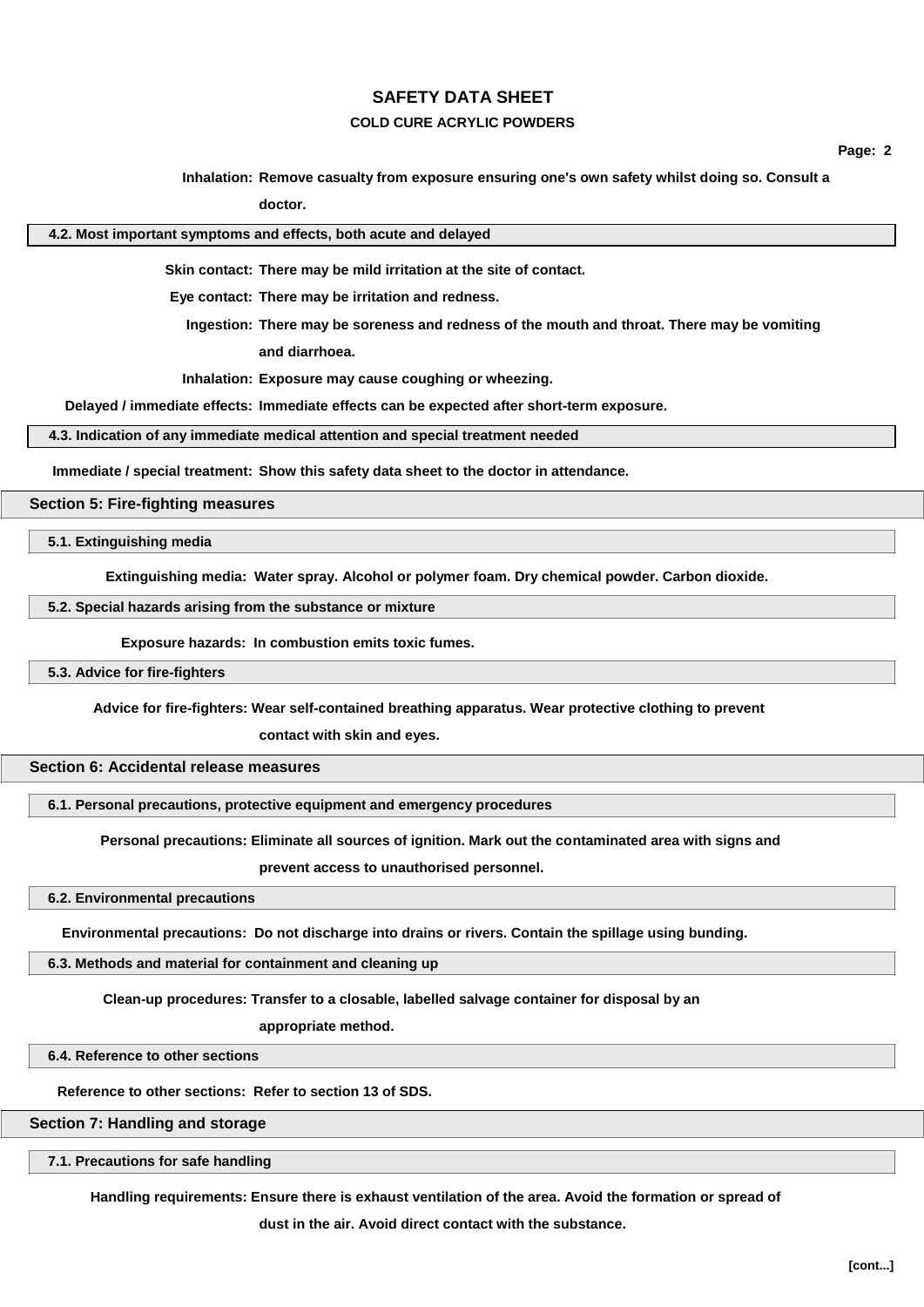**Inhalation:** Remove casualty from exposure ensuring one's own safety whilst doing so. Consult a doctor.

### 4.2. Most important symptoms and effects, both acute and delayed

**Skin contact:** There may be mild irritation at the site of contact.

**Eye contact:** There may be irritation and redness.

**Ingestion:** There may be soreness and redness of the mouth and throat. There may be vomiting and diarrhoea.

**Inhalation:** Exposure may cause coughing or wheezing.

**Delayed / immediate effects:** Immediate effects can be expected after short-term exposure.

### 4.3. Indication of any immediate medical attention and special treatment needed

**Immediate / special treatment:** Show this safety data sheet to the doctor in attendance.

## Section 5: Fire-fighting measures

### 5.1. Extinguishing media

**Extinguishing media:** Water spray. Alcohol or polymer foam. Dry chemical powder. Carbon dioxide.

### 5.2. Special hazards arising from the substance or mixture

**Exposure hazards:** In combustion emits toxic fumes.

### 5.3. Advice for fire-fighters

**Advice for fire-fighters:** Wear self-contained breathing apparatus. Wear protective clothing to prevent contact with skin and eyes.

## Section 6: Accidental release measures

### 6.1. Personal precautions, protective equipment and emergency procedures

**Personal precautions:** Eliminate all sources of ignition. Mark out the contaminated area with signs and prevent access to unauthorised personnel.

### 6.2. Environmental precautions

**Environmental precautions:** Do not discharge into drains or rivers. Contain the spillage using bunding.

### 6.3. Methods and material for containment and cleaning up

**Clean-up procedures:** Transfer to a closable, labelled salvage container for disposal by an appropriate method.

### 6.4. Reference to other sections

**Reference to other sections:** Refer to section 13 of SDS.

## Section 7: Handling and storage

### 7.1. Precautions for safe handling

**Handling requirements:** Ensure there is exhaust ventilation of the area. Avoid the formation or spread of dust in the air. Avoid direct contact with the substance.

[cont...]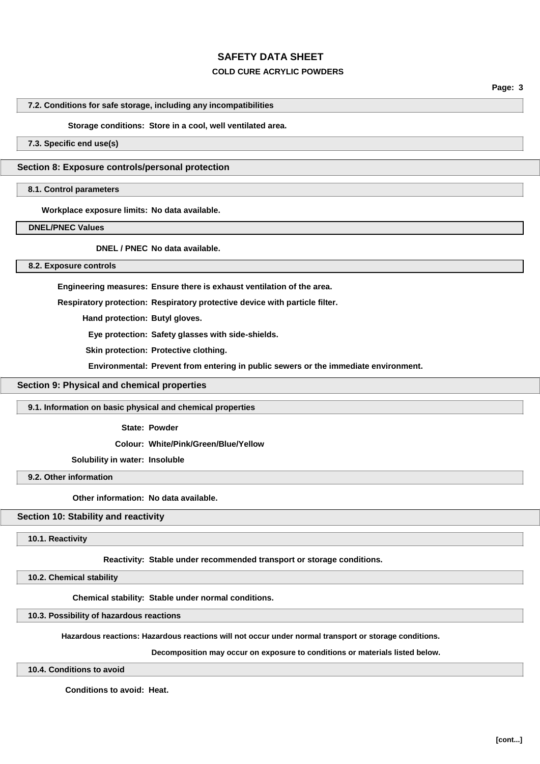#### 7.2. Conditions for safe storage, including any incompatibilities

**Storage conditions:** Store in a cool, well ventilated area.

#### 7.3. Specific end use(s)

## Section 8: Exposure controls/personal protection

#### 8.1. Control parameters

**Workplace exposure limits:** No data available.

#### DNEL/PNEC Values

**DNEL / PNEC** No data available.

#### 8.2. Exposure controls

**Engineering measures:** Ensure there is exhaust ventilation of the area.

**Respiratory protection:** Respiratory protective device with particle filter.

**Hand protection:** Butyl gloves.

**Eye protection:** Safety glasses with side-shields.

**Skin protection:** Protective clothing.

**Environmental:** Prevent from entering in public sewers or the immediate environment.

## Section 9: Physical and chemical properties

#### 9.1. Information on basic physical and chemical properties

**State:** Powder

**Colour:** White/Pink/Green/Blue/Yellow

**Solubility in water:** Insoluble

#### 9.2. Other information

**Other information:** No data available.

## Section 10: Stability and reactivity

#### 10.1. Reactivity

**Reactivity:** Stable under recommended transport or storage conditions.

#### 10.2. Chemical stability

**Chemical stability:** Stable under normal conditions.

#### 10.3. Possibility of hazardous reactions

**Hazardous reactions:** Hazardous reactions will not occur under normal transport or storage conditions.

Decomposition may occur on exposure to conditions or materials listed below.

#### 10.4. Conditions to avoid

**Conditions to avoid:** Heat.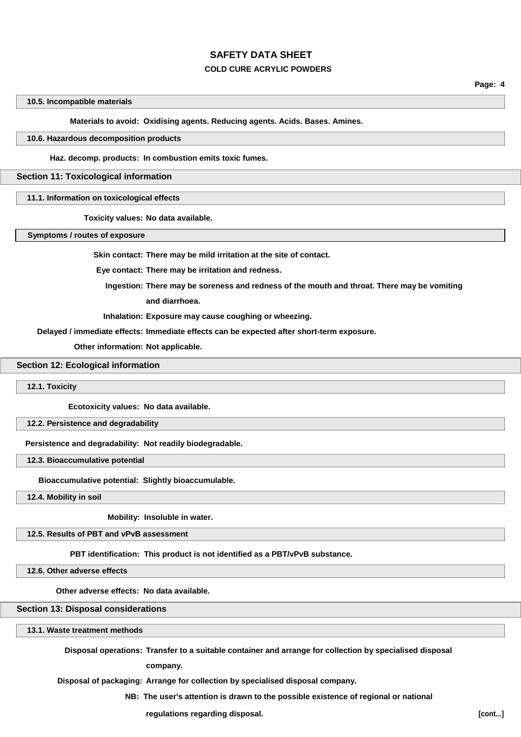### 10.5. Incompatible materials

**Materials to avoid:** Oxidising agents. Reducing agents. Acids. Bases. Amines.

### 10.6. Hazardous decomposition products

**Haz. decomp. products:** In combustion emits toxic fumes.

## Section 11: Toxicological information

### 11.1. Information on toxicological effects

**Toxicity values:** No data available.

### Symptoms / routes of exposure

**Skin contact:** There may be mild irritation at the site of contact.

**Eye contact:** There may be irritation and redness.

**Ingestion:** There may be soreness and redness of the mouth and throat. There may be vomiting and diarrhoea.

**Inhalation:** Exposure may cause coughing or wheezing.

**Delayed / immediate effects:** Immediate effects can be expected after short-term exposure.

**Other information:** Not applicable.

## Section 12: Ecological information

### 12.1. Toxicity

**Ecotoxicity values:** No data available.

### 12.2. Persistence and degradability

**Persistence and degradability:** Not readily biodegradable.

### 12.3. Bioaccumulative potential

**Bioaccumulative potential:** Slightly bioaccumulable.

### 12.4. Mobility in soil

**Mobility:** Insoluble in water.

### 12.5. Results of PBT and vPvB assessment

**PBT identification:** This product is not identified as a PBT/vPvB substance.

### 12.6. Other adverse effects

**Other adverse effects:** No data available.

## Section 13: Disposal considerations

### 13.1. Waste treatment methods

**Disposal operations:** Transfer to a suitable container and arrange for collection by specialised disposal company.

**Disposal of packaging:** Arrange for collection by specialised disposal company.

**NB:** The user's attention is drawn to the possible existence of regional or national regulations regarding disposal.

[cont...]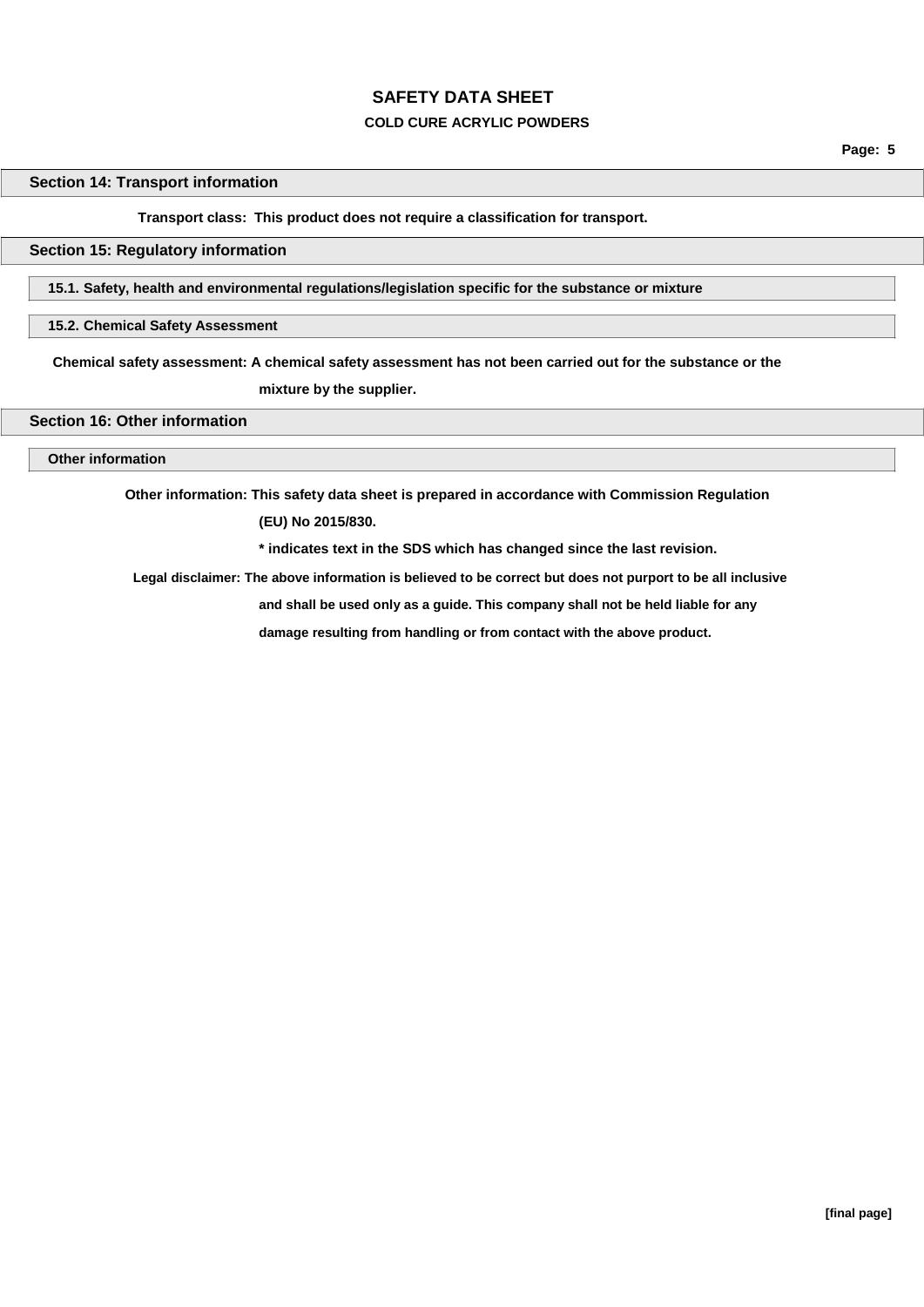## Section 14: Transport information

**Transport class:** This product does not require a classification for transport.

## Section 15: Regulatory information

### 15.1. Safety, health and environmental regulations/legislation specific for the substance or mixture

### 15.2. Chemical Safety Assessment

**Chemical safety assessment:** A chemical safety assessment has not been carried out for the substance or the mixture by the supplier.

## Section 16: Other information

### Other information

**Other information:** This safety data sheet is prepared in accordance with Commission Regulation (EU) No 2015/830.

* indicates text in the SDS which has changed since the last revision.

**Legal disclaimer:** The above information is believed to be correct but does not purport to be all inclusive and shall be used only as a guide. This company shall not be held liable for any damage resulting from handling or from contact with the above product.

[final page]